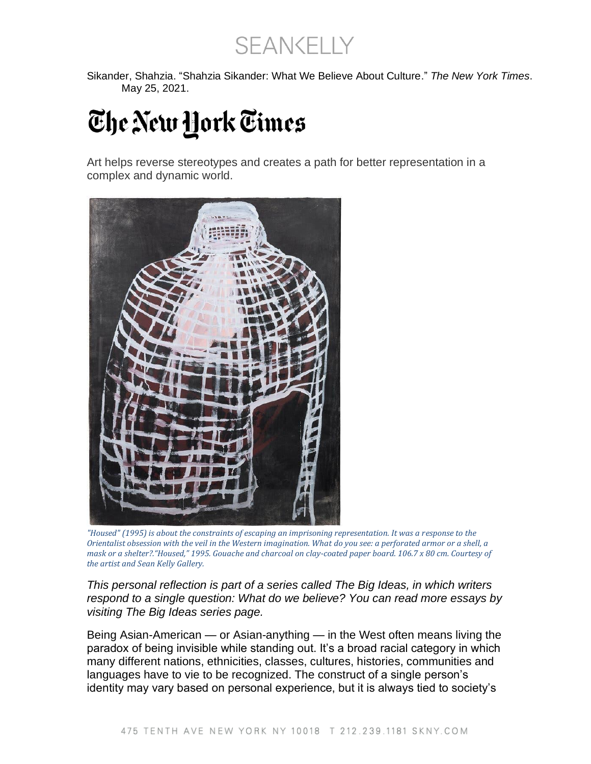SEANKELLY

Sikander, Shahzia. "Shahzia Sikander: What We Believe About Culture." *The New York Times*. May 25, 2021.

# The New York Times

Art helps reverse stereotypes and creates a path for better representation in a complex and dynamic world.

*"Housed" (1995) is about the constraints of escaping an imprisoning representation. It was a response to the Orientalist obsession with the veil in the Western imagination. What do you see: a perforated armor or a shell, a mask or a shelter?."Housed," 1995. Gouache and charcoal on clay-coated paper board. 106.7 x 80 cm. Courtesy of the artist and Sean Kelly Gallery.*

*This personal reflection is part of a series called The Big Ideas, in which writers respond to a single question: What do we believe? You can read more essays by visiting The Big Ideas series page.*

Being Asian-American — or Asian-anything — in the West often means living the paradox of being invisible while standing out. It's a broad racial category in which many different nations, ethnicities, classes, cultures, histories, communities and languages have to vie to be recognized. The construct of a single person's identity may vary based on personal experience, but it is always tied to society's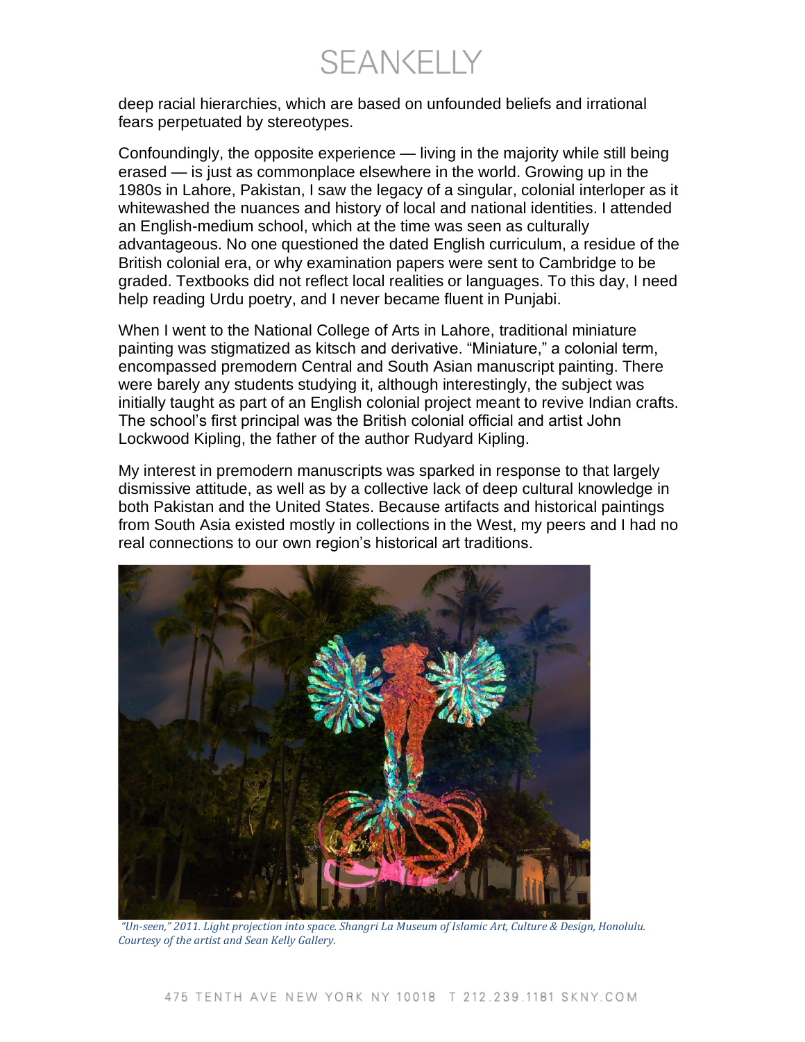deep racial hierarchies, which are based on unfounded beliefs and irrational fears perpetuated by stereotypes.

Confoundingly, the opposite experience — living in the majority while still being erased — is just as commonplace elsewhere in the world. Growing up in the 1980s in Lahore, Pakistan, I saw the legacy of a singular, colonial interloper as it whitewashed the nuances and history of local and national identities. I attended an English-medium school, which at the time was seen as culturally advantageous. No one questioned the dated English curriculum, a residue of the British colonial era, or why examination papers were sent to Cambridge to be graded. Textbooks did not reflect local realities or languages. To this day, I need help reading Urdu poetry, and I never became fluent in Punjabi.

When I went to the National College of Arts in Lahore, traditional miniature painting was stigmatized as kitsch and derivative. "Miniature," a colonial term, encompassed premodern Central and South Asian manuscript painting. There were barely any students studying it, although interestingly, the subject was initially taught as part of an English colonial project meant to revive Indian crafts. The school's first principal was the British colonial official and artist John Lockwood Kipling, the father of the author Rudyard Kipling.

My interest in premodern manuscripts was sparked in response to that largely dismissive attitude, as well as by a collective lack of deep cultural knowledge in both Pakistan and the United States. Because artifacts and historical paintings from South Asia existed mostly in collections in the West, my peers and I had no real connections to our own region's historical art traditions.

*"Un-seen," 2011. Light projection into space. Shangri La Museum of Islamic Art, Culture & Design, Honolulu. Courtesy of the artist and Sean Kelly Gallery.*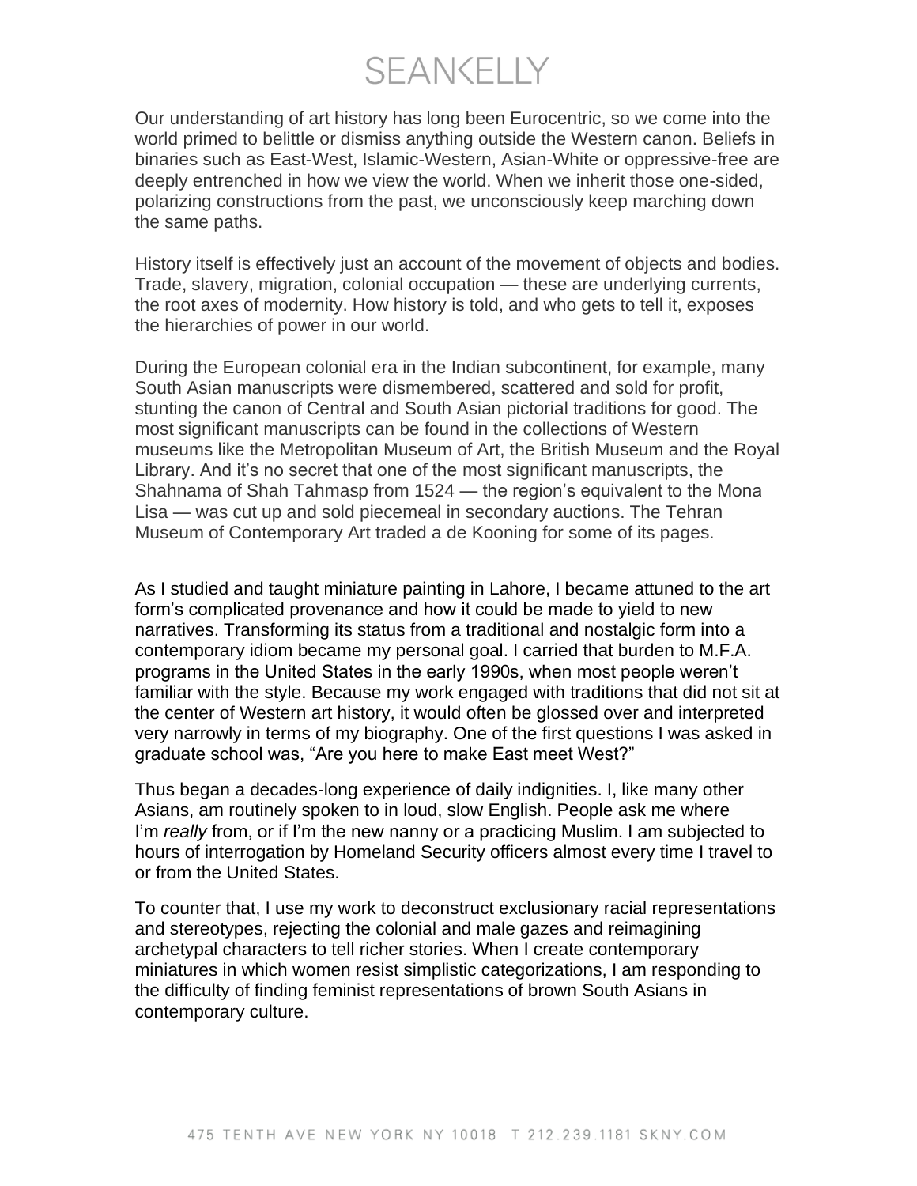Our understanding of art history has long been Eurocentric, so we come into the world primed to belittle or dismiss anything outside the Western canon. Beliefs in binaries such as East-West, Islamic-Western, Asian-White or oppressive-free are deeply entrenched in how we view the world. When we inherit those one-sided, polarizing constructions from the past, we unconsciously keep marching down the same paths.

History itself is effectively just an account of the movement of objects and bodies. Trade, slavery, migration, colonial occupation — these are underlying currents, the root axes of modernity. How history is told, and who gets to tell it, exposes the hierarchies of power in our world.

During the European colonial era in the Indian subcontinent, for example, many South Asian manuscripts were dismembered, scattered and sold for profit, stunting the canon of Central and South Asian pictorial traditions for good. The most significant manuscripts can be found in the collections of Western museums like the Metropolitan Museum of Art, the British Museum and the Royal Library. And it's no secret that one of the most significant manuscripts, the Shahnama of Shah Tahmasp from 1524 — the region's equivalent to the Mona Lisa — was cut up and sold piecemeal in secondary auctions. The Tehran Museum of Contemporary Art traded a de Kooning for some of its pages.

As I studied and taught miniature painting in Lahore, I became attuned to the art form's complicated provenance and how it could be made to yield to new narratives. Transforming its status from a traditional and nostalgic form into a contemporary idiom became my personal goal. I carried that burden to M.F.A. programs in the United States in the early 1990s, when most people weren't familiar with the style. Because my work engaged with traditions that did not sit at the center of Western art history, it would often be glossed over and interpreted very narrowly in terms of my biography. One of the first questions I was asked in graduate school was, "Are you here to make East meet West?"

Thus began a decades-long experience of daily indignities. I, like many other Asians, am routinely spoken to in loud, slow English. People ask me where I'm *really* from, or if I'm the new nanny or a practicing Muslim. I am subjected to hours of interrogation by Homeland Security officers almost every time I travel to or from the United States.

To counter that, I use my work to deconstruct exclusionary racial representations and stereotypes, rejecting the colonial and male gazes and reimagining archetypal characters to tell richer stories. When I create contemporary miniatures in which women resist simplistic categorizations, I am responding to the difficulty of finding feminist representations of brown South Asians in contemporary culture.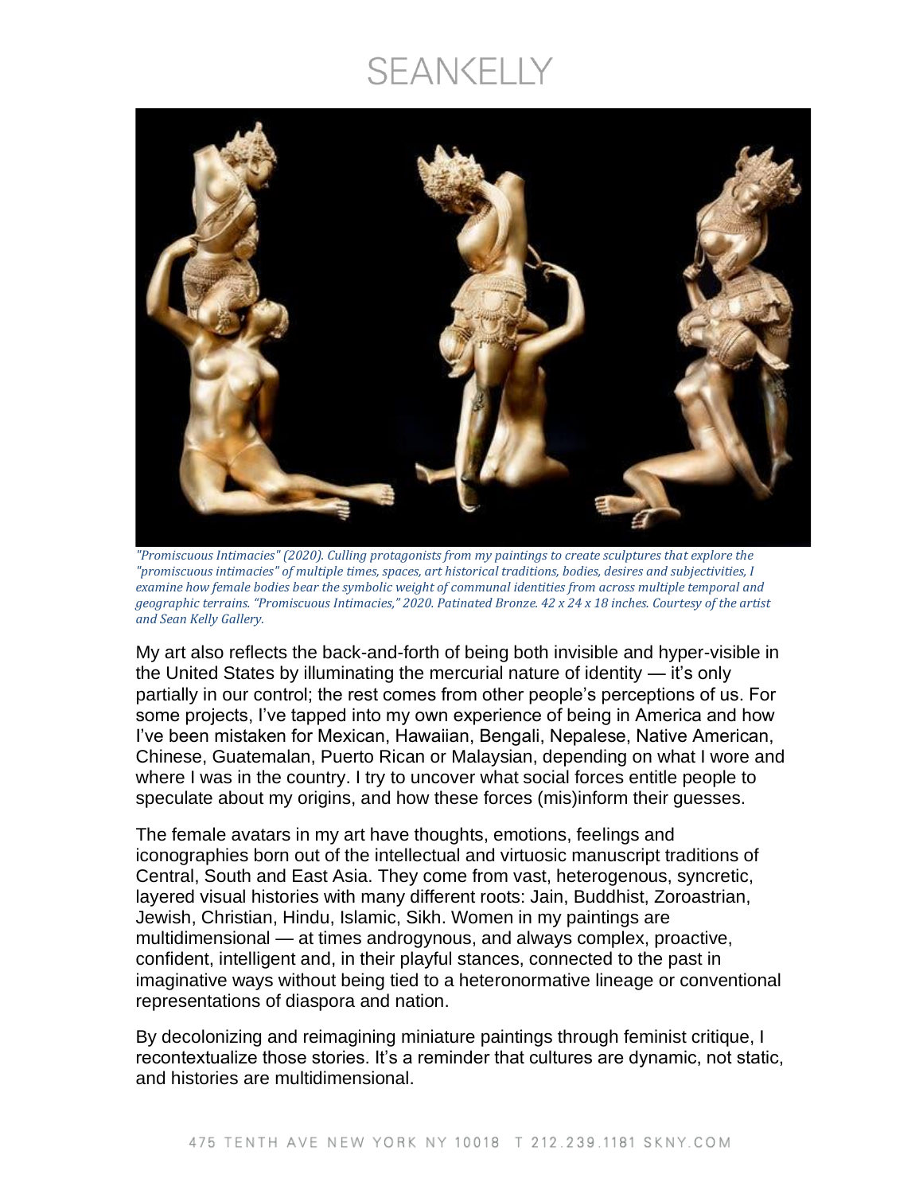*"Promiscuous Intimacies" (2020). Culling protagonists from my paintings to create sculptures that explore the "promiscuous intimacies" of multiple times, spaces, art historical traditions, bodies, desires and subjectivities, I examine how female bodies bear the symbolic weight of communal identities from across multiple temporal and geographic terrains. "Promiscuous Intimacies," 2020. Patinated Bronze. 42 x 24 x 18 inches. Courtesy of the artist and Sean Kelly Gallery.*

My art also reflects the back-and-forth of being both invisible and hyper-visible in the United States by illuminating the mercurial nature of identity — it's only partially in our control; the rest comes from other people's perceptions of us. For some projects, I've tapped into my own experience of being in America and how I've been mistaken for Mexican, Hawaiian, Bengali, Nepalese, Native American, Chinese, Guatemalan, Puerto Rican or Malaysian, depending on what I wore and where I was in the country. I try to uncover what social forces entitle people to speculate about my origins, and how these forces (mis)inform their guesses.

The female avatars in my art have thoughts, emotions, feelings and iconographies born out of the intellectual and virtuosic manuscript traditions of Central, South and East Asia. They come from vast, heterogenous, syncretic, layered visual histories with many different roots: Jain, Buddhist, Zoroastrian, Jewish, Christian, Hindu, Islamic, Sikh. Women in my paintings are multidimensional — at times androgynous, and always complex, proactive, confident, intelligent and, in their playful stances, connected to the past in imaginative ways without being tied to a heteronormative lineage or conventional representations of diaspora and nation.

By decolonizing and reimagining miniature paintings through feminist critique, I recontextualize those stories. It's a reminder that cultures are dynamic, not static, and histories are multidimensional.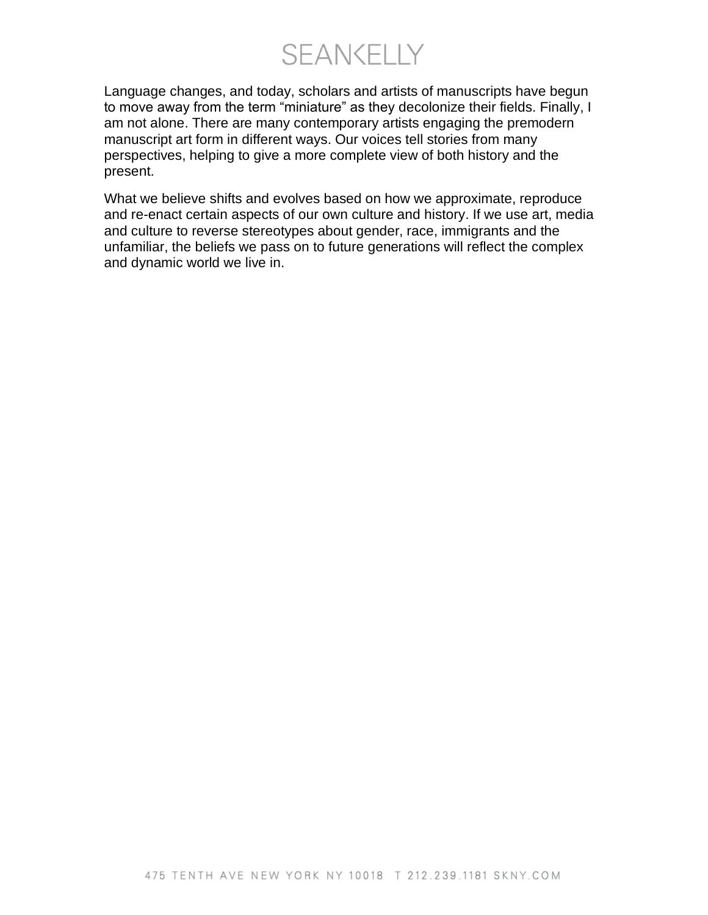Language changes, and today, scholars and artists of manuscripts have begun to move away from the term “miniature” as they decolonize their fields. Finally, I am not alone. There are many contemporary artists engaging the premodern manuscript art form in different ways. Our voices tell stories from many perspectives, helping to give a more complete view of both history and the present.

What we believe shifts and evolves based on how we approximate, reproduce and re-enact certain aspects of our own culture and history. If we use art, media and culture to reverse stereotypes about gender, race, immigrants and the unfamiliar, the beliefs we pass on to future generations will reflect the complex and dynamic world we live in.